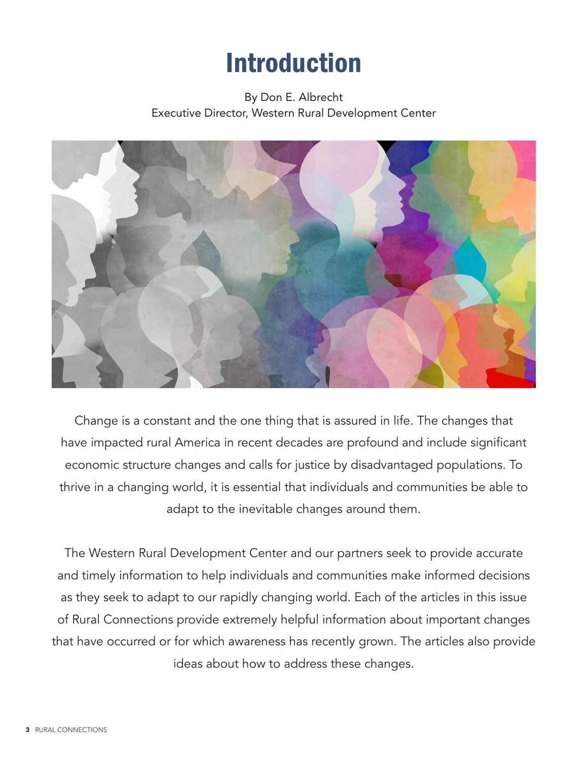# Introduction

By Don E. Albrecht
Executive Director, Western Rural Development Center

Change is a constant and the one thing that is assured in life. The changes that have impacted rural America in recent decades are profound and include significant economic structure changes and calls for justice by disadvantaged populations. To thrive in a changing world, it is essential that individuals and communities be able to adapt to the inevitable changes around them.

The Western Rural Development Center and our partners seek to provide accurate and timely information to help individuals and communities make informed decisions as they seek to adapt to our rapidly changing world. Each of the articles in this issue of Rural Connections provide extremely helpful information about important changes that have occurred or for which awareness has recently grown. The articles also provide ideas about how to address these changes.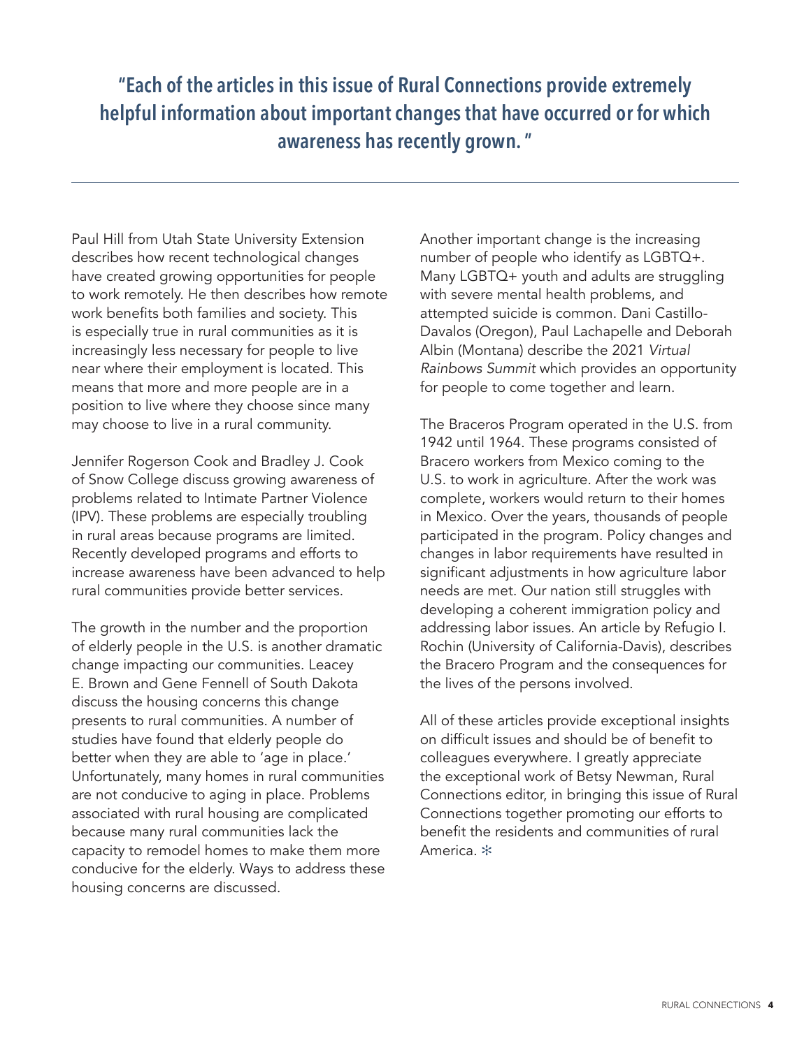**"Each of the articles in this issue of Rural Connections provide extremely helpful information about important changes that have occurred or for which awareness has recently grown. "**

---

Paul Hill from Utah State University Extension describes how recent technological changes have created growing opportunities for people to work remotely. He then describes how remote work benefits both families and society. This is especially true in rural communities as it is increasingly less necessary for people to live near where their employment is located. This means that more and more people are in a position to live where they choose since many may choose to live in a rural community.

Jennifer Rogerson Cook and Bradley J. Cook of Snow College discuss growing awareness of problems related to Intimate Partner Violence (IPV). These problems are especially troubling in rural areas because programs are limited. Recently developed programs and efforts to increase awareness have been advanced to help rural communities provide better services.

The growth in the number and the proportion of elderly people in the U.S. is another dramatic change impacting our communities. Leacey E. Brown and Gene Fennell of South Dakota discuss the housing concerns this change presents to rural communities. A number of studies have found that elderly people do better when they are able to 'age in place.' Unfortunately, many homes in rural communities are not conducive to aging in place. Problems associated with rural housing are complicated because many rural communities lack the capacity to remodel homes to make them more conducive for the elderly. Ways to address these housing concerns are discussed.

Another important change is the increasing number of people who identify as LGBTQ+. Many LGBTQ+ youth and adults are struggling with severe mental health problems, and attempted suicide is common. Dani Castillo-Davalos (Oregon), Paul Lachapelle and Deborah Albin (Montana) describe the 2021 *Virtual Rainbows Summit* which provides an opportunity for people to come together and learn.

The Braceros Program operated in the U.S. from 1942 until 1964. These programs consisted of Bracero workers from Mexico coming to the U.S. to work in agriculture. After the work was complete, workers would return to their homes in Mexico. Over the years, thousands of people participated in the program. Policy changes and changes in labor requirements have resulted in significant adjustments in how agriculture labor needs are met. Our nation still struggles with developing a coherent immigration policy and addressing labor issues. An article by Refugio I. Rochin (University of California-Davis), describes the Bracero Program and the consequences for the lives of the persons involved.

All of these articles provide exceptional insights on difficult issues and should be of benefit to colleagues everywhere. I greatly appreciate the exceptional work of Betsy Newman, Rural Connections editor, in bringing this issue of Rural Connections together promoting our efforts to benefit the residents and communities of rural America. ✻